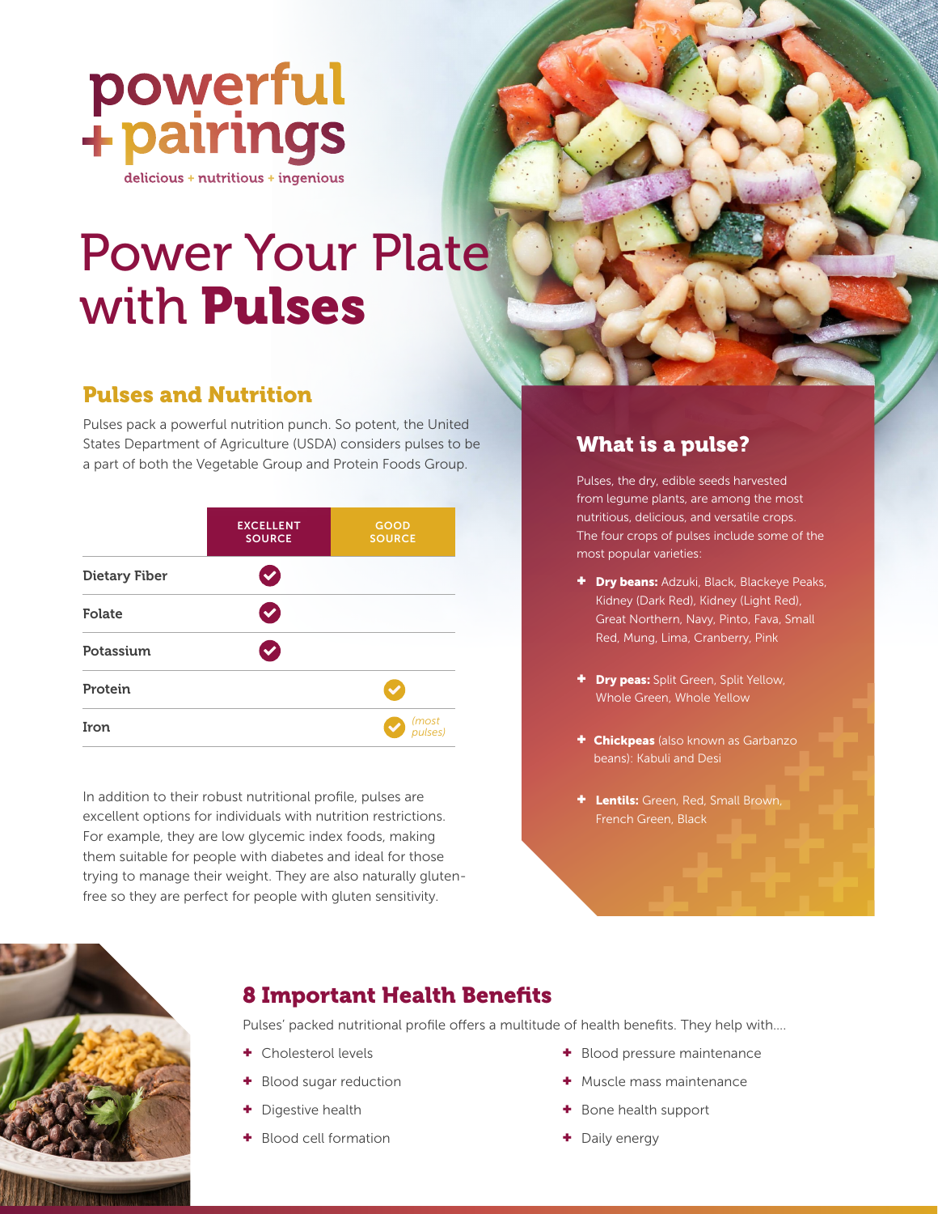# powerful + pairings

delicious + nutritious + ingenious

# Power Your Plate with **Pulses**

## Pulses and Nutrition

Pulses pack a powerful nutrition punch. So potent, the United States Department of Agriculture (USDA) considers pulses to be a part of both the Vegetable Group and Protein Foods Group.

| | EXCELLENT SOURCE | GOOD SOURCE |
|---|---|---|
| Dietary Fiber | ✓ | |
| Folate | ✓ | |
| Potassium | ✓ | |
| Protein | | ✓ |
| Iron | | ✓ *(most pulses)* |

In addition to their robust nutritional profile, pulses are excellent options for individuals with nutrition restrictions. For example, they are low glycemic index foods, making them suitable for people with diabetes and ideal for those trying to manage their weight. They are also naturally gluten-free so they are perfect for people with gluten sensitivity.

## What is a pulse?

Pulses, the dry, edible seeds harvested from legume plants, are among the most nutritious, delicious, and versatile crops. The four crops of pulses include some of the most popular varieties:

- **Dry beans:** Adzuki, Black, Blackeye Peaks, Kidney (Dark Red), Kidney (Light Red), Great Northern, Navy, Pinto, Fava, Small Red, Mung, Lima, Cranberry, Pink
- **Dry peas:** Split Green, Split Yellow, Whole Green, Whole Yellow
- **Chickpeas** (also known as Garbanzo beans): Kabuli and Desi
- **Lentils:** Green, Red, Small Brown, French Green, Black

## 8 Important Health Benefits

Pulses' packed nutritional profile offers a multitude of health benefits. They help with....

- Cholesterol levels
- Blood sugar reduction
- Digestive health
- Blood cell formation
- Blood pressure maintenance
- Muscle mass maintenance
- Bone health support
- Daily energy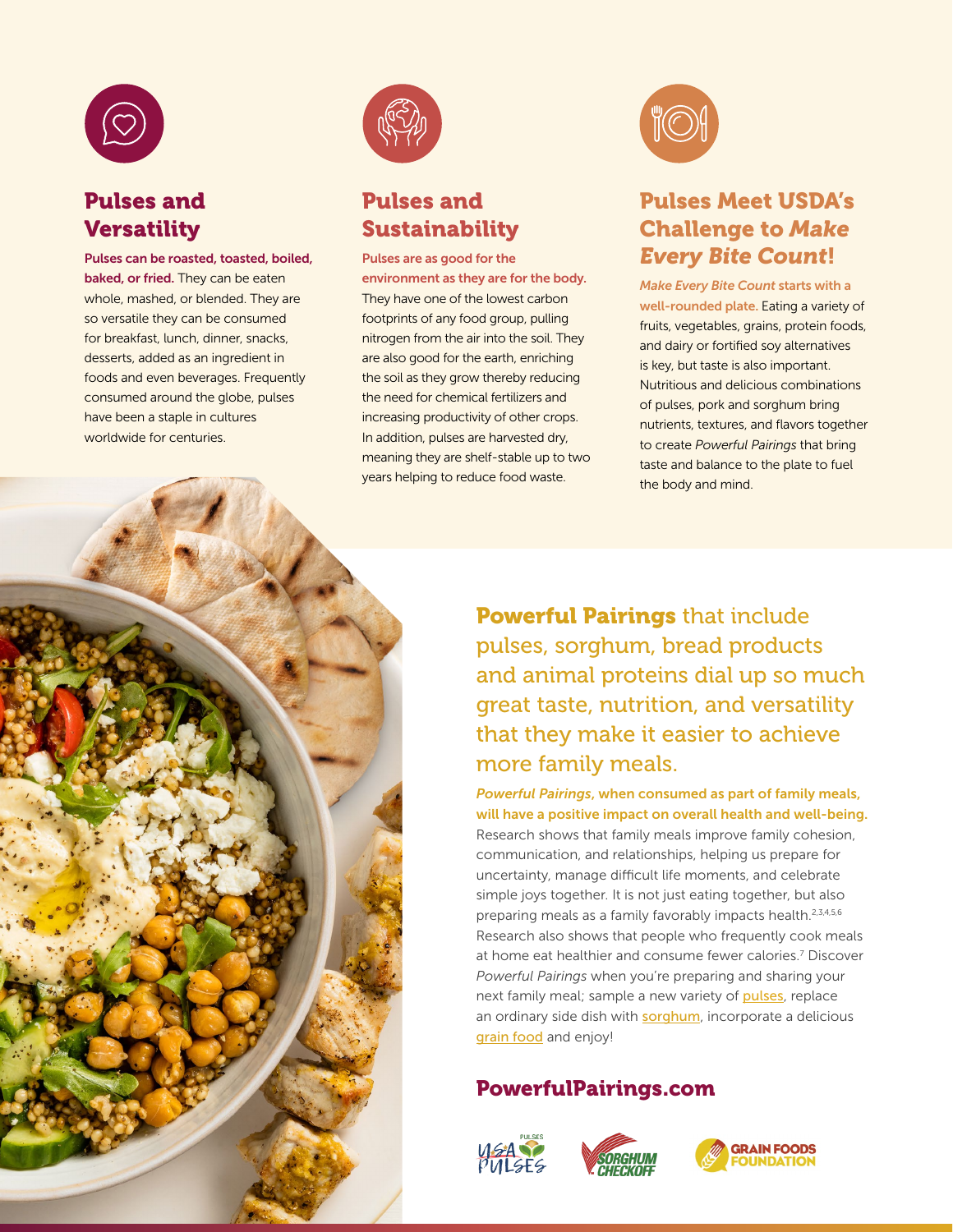## Pulses and Versatility

**Pulses can be roasted, toasted, boiled, baked, or fried.** They can be eaten whole, mashed, or blended. They are so versatile they can be consumed for breakfast, lunch, dinner, snacks, desserts, added as an ingredient in foods and even beverages. Frequently consumed around the globe, pulses have been a staple in cultures worldwide for centuries.

## Pulses and Sustainability

**Pulses are as good for the environment as they are for the body.** They have one of the lowest carbon footprints of any food group, pulling nitrogen from the air into the soil. They are also good for the earth, enriching the soil as they grow thereby reducing the need for chemical fertilizers and increasing productivity of other crops. In addition, pulses are harvested dry, meaning they are shelf-stable up to two years helping to reduce food waste.

## Pulses Meet USDA's Challenge to *Make Every Bite Count*!

***Make Every Bite Count* starts with a well-rounded plate.** Eating a variety of fruits, vegetables, grains, protein foods, and dairy or fortified soy alternatives is key, but taste is also important. Nutritious and delicious combinations of pulses, pork and sorghum bring nutrients, textures, and flavors together to create *Powerful Pairings* that bring taste and balance to the plate to fuel the body and mind.

**Powerful Pairings** that include pulses, sorghum, bread products and animal proteins dial up so much great taste, nutrition, and versatility that they make it easier to achieve more family meals.

***Powerful Pairings*, when consumed as part of family meals, will have a positive impact on overall health and well-being.** Research shows that family meals improve family cohesion, communication, and relationships, helping us prepare for uncertainty, manage difficult life moments, and celebrate simple joys together. It is not just eating together, but also preparing meals as a family favorably impacts health.[2,3,4,5,6] Research also shows that people who frequently cook meals at home eat healthier and consume fewer calories.[7] Discover *Powerful Pairings* when you're preparing and sharing your next family meal; sample a new variety of pulses, replace an ordinary side dish with sorghum, incorporate a delicious grain food and enjoy!

**PowerfulPairings.com**

USA Pulses | Sorghum Checkoff | Grain Foods Foundation